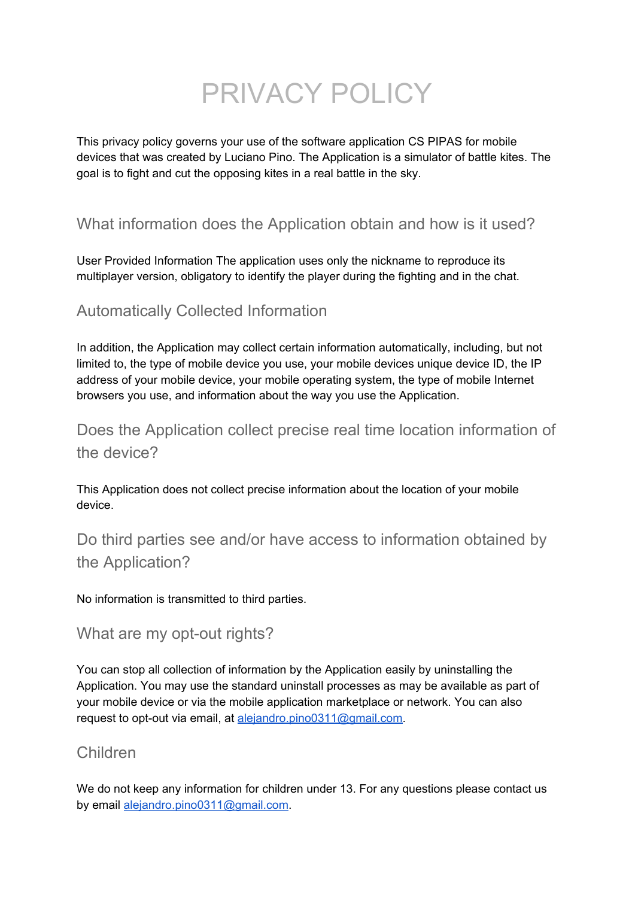# PRIVACY POLICY

This privacy policy governs your use of the software application CS PIPAS for mobile devices that was created by Luciano Pino. The Application is a simulator of battle kites. The goal is to fight and cut the opposing kites in a real battle in the sky.

## What information does the Application obtain and how is it used?

User Provided Information The application uses only the nickname to reproduce its multiplayer version, obligatory to identify the player during the fighting and in the chat.

## Automatically Collected Information

In addition, the Application may collect certain information automatically, including, but not limited to, the type of mobile device you use, your mobile devices unique device ID, the IP address of your mobile device, your mobile operating system, the type of mobile Internet browsers you use, and information about the way you use the Application.

## Does the Application collect precise real time location information of the device?

This Application does not collect precise information about the location of your mobile device.

## Do third parties see and/or have access to information obtained by the Application?

No information is transmitted to third parties.

## What are my opt-out rights?

You can stop all collection of information by the Application easily by uninstalling the Application. You may use the standard uninstall processes as may be available as part of your mobile device or via the mobile application marketplace or network. You can also request to opt-out via email, at [alejandro.pino0311@gmail.com](mailto:alejandro.pino0311@gmail.com).

## Children

We do not keep any information for children under 13. For any questions please contact us by email [alejandro.pino0311@gmail.com](mailto:alejandro.pino0311@gmail.com).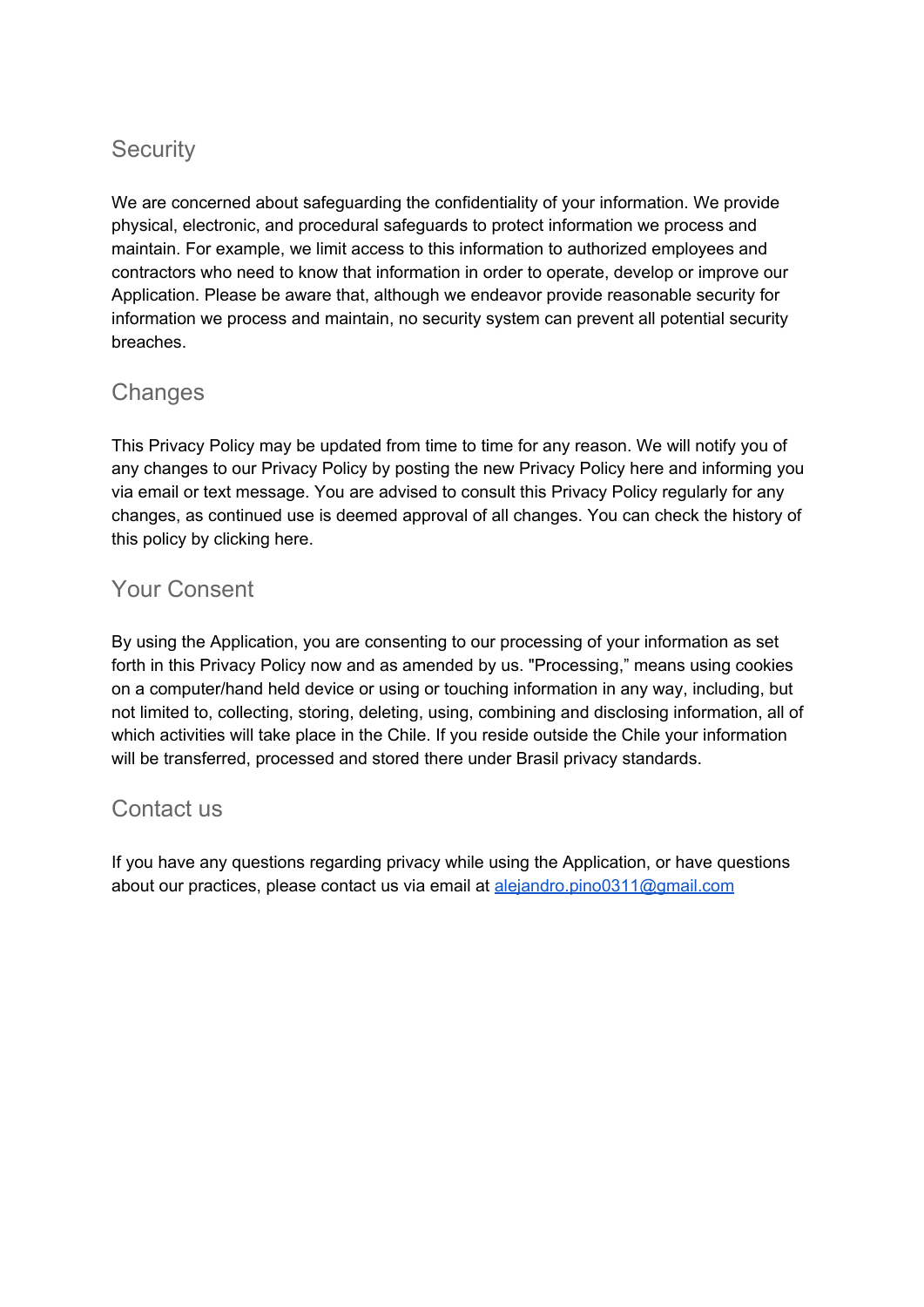## Security

We are concerned about safeguarding the confidentiality of your information. We provide physical, electronic, and procedural safeguards to protect information we process and maintain. For example, we limit access to this information to authorized employees and contractors who need to know that information in order to operate, develop or improve our Application. Please be aware that, although we endeavor provide reasonable security for information we process and maintain, no security system can prevent all potential security breaches.

## Changes

This Privacy Policy may be updated from time to time for any reason. We will notify you of any changes to our Privacy Policy by posting the new Privacy Policy here and informing you via email or text message. You are advised to consult this Privacy Policy regularly for any changes, as continued use is deemed approval of all changes. You can check the history of this policy by clicking here.

## Your Consent

By using the Application, you are consenting to our processing of your information as set forth in this Privacy Policy now and as amended by us. "Processing," means using cookies on a computer/hand held device or using or touching information in any way, including, but not limited to, collecting, storing, deleting, using, combining and disclosing information, all of which activities will take place in the Chile. If you reside outside the Chile your information will be transferred, processed and stored there under Brasil privacy standards.

## Contact us

If you have any questions regarding privacy while using the Application, or have questions about our practices, please contact us via email at [alejandro.pino0311@gmail.com](mailto:alejandro.pino0311@gmail.com)